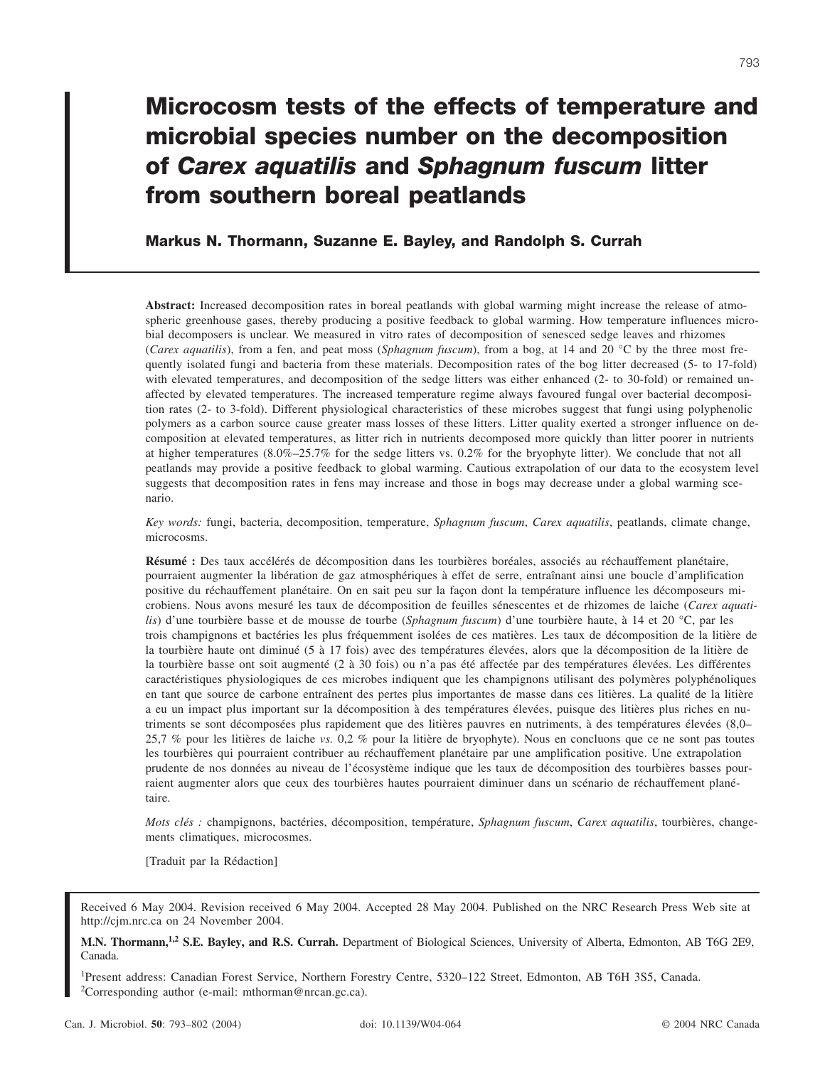# Microcosm tests of the effects of temperature and microbial species number on the decomposition of *Carex aquatilis* and *Sphagnum fuscum* litter from southern boreal peatlands

**Markus N. Thormann, Suzanne E. Bayley, and Randolph S. Currah**

**Abstract:** Increased decomposition rates in boreal peatlands with global warming might increase the release of atmospheric greenhouse gases, thereby producing a positive feedback to global warming. How temperature influences microbial decomposers is unclear. We measured in vitro rates of decomposition of senesced sedge leaves and rhizomes (*Carex aquatilis*), from a fen, and peat moss (*Sphagnum fuscum*), from a bog, at 14 and 20 °C by the three most frequently isolated fungi and bacteria from these materials. Decomposition rates of the bog litter decreased (5- to 17-fold) with elevated temperatures, and decomposition of the sedge litters was either enhanced (2- to 30-fold) or remained unaffected by elevated temperatures. The increased temperature regime always favoured fungal over bacterial decomposition rates (2- to 3-fold). Different physiological characteristics of these microbes suggest that fungi using polyphenolic polymers as a carbon source cause greater mass losses of these litters. Litter quality exerted a stronger influence on decomposition at elevated temperatures, as litter rich in nutrients decomposed more quickly than litter poorer in nutrients at higher temperatures (8.0%–25.7% for the sedge litters vs. 0.2% for the bryophyte litter). We conclude that not all peatlands may provide a positive feedback to global warming. Cautious extrapolation of our data to the ecosystem level suggests that decomposition rates in fens may increase and those in bogs may decrease under a global warming scenario.

*Key words:* fungi, bacteria, decomposition, temperature, *Sphagnum fuscum*, *Carex aquatilis*, peatlands, climate change, microcosms.

**Résumé :** Des taux accélérés de décomposition dans les tourbières boréales, associés au réchauffement planétaire, pourraient augmenter la libération de gaz atmosphériques à effet de serre, entraînant ainsi une boucle d'amplification positive du réchauffement planétaire. On en sait peu sur la façon dont la température influence les décomposeurs microbiens. Nous avons mesuré les taux de décomposition de feuilles sénescentes et de rhizomes de laiche (*Carex aquatilis*) d'une tourbière basse et de mousse de tourbe (*Sphagnum fuscum*) d'une tourbière haute, à 14 et 20 °C, par les trois champignons et bactéries les plus fréquemment isolées de ces matières. Les taux de décomposition de la litière de la tourbière haute ont diminué (5 à 17 fois) avec des températures élevées, alors que la décomposition de la litière de la tourbière basse ont soit augmenté (2 à 30 fois) ou n'a pas été affectée par des températures élevées. Les différentes caractéristiques physiologiques de ces microbes indiquent que les champignons utilisant des polymères polyphénoliques en tant que source de carbone entraînent des pertes plus importantes de masse dans ces litières. La qualité de la litière a eu un impact plus important sur la décomposition à des températures élevées, puisque des litières plus riches en nutriments se sont décomposées plus rapidement que des litières pauvres en nutriments, à des températures élevées (8,0–25,7 % pour les litières de laiche *vs.* 0,2 % pour la litière de bryophyte). Nous en concluons que ce ne sont pas toutes les tourbières qui pourraient contribuer au réchauffement planétaire par une amplification positive. Une extrapolation prudente de nos données au niveau de l'écosystème indique que les taux de décomposition des tourbières basses pourraient augmenter alors que ceux des tourbières hautes pourraient diminuer dans un scénario de réchauffement planétaire.

*Mots clés :* champignons, bactéries, décomposition, température, *Sphagnum fuscum*, *Carex aquatilis*, tourbières, changements climatiques, microcosmes.

[Traduit par la Rédaction]

Received 6 May 2004. Revision received 6 May 2004. Accepted 28 May 2004. Published on the NRC Research Press Web site at http://cjm.nrc.ca on 24 November 2004.

**M.N. Thormann,[1,2] S.E. Bayley, and R.S. Currah.** Department of Biological Sciences, University of Alberta, Edmonton, AB T6G 2E9, Canada.

[1]Present address: Canadian Forest Service, Northern Forestry Centre, 5320–122 Street, Edmonton, AB T6H 3S5, Canada.
[2]Corresponding author (e-mail: mthorman@nrcan.gc.ca).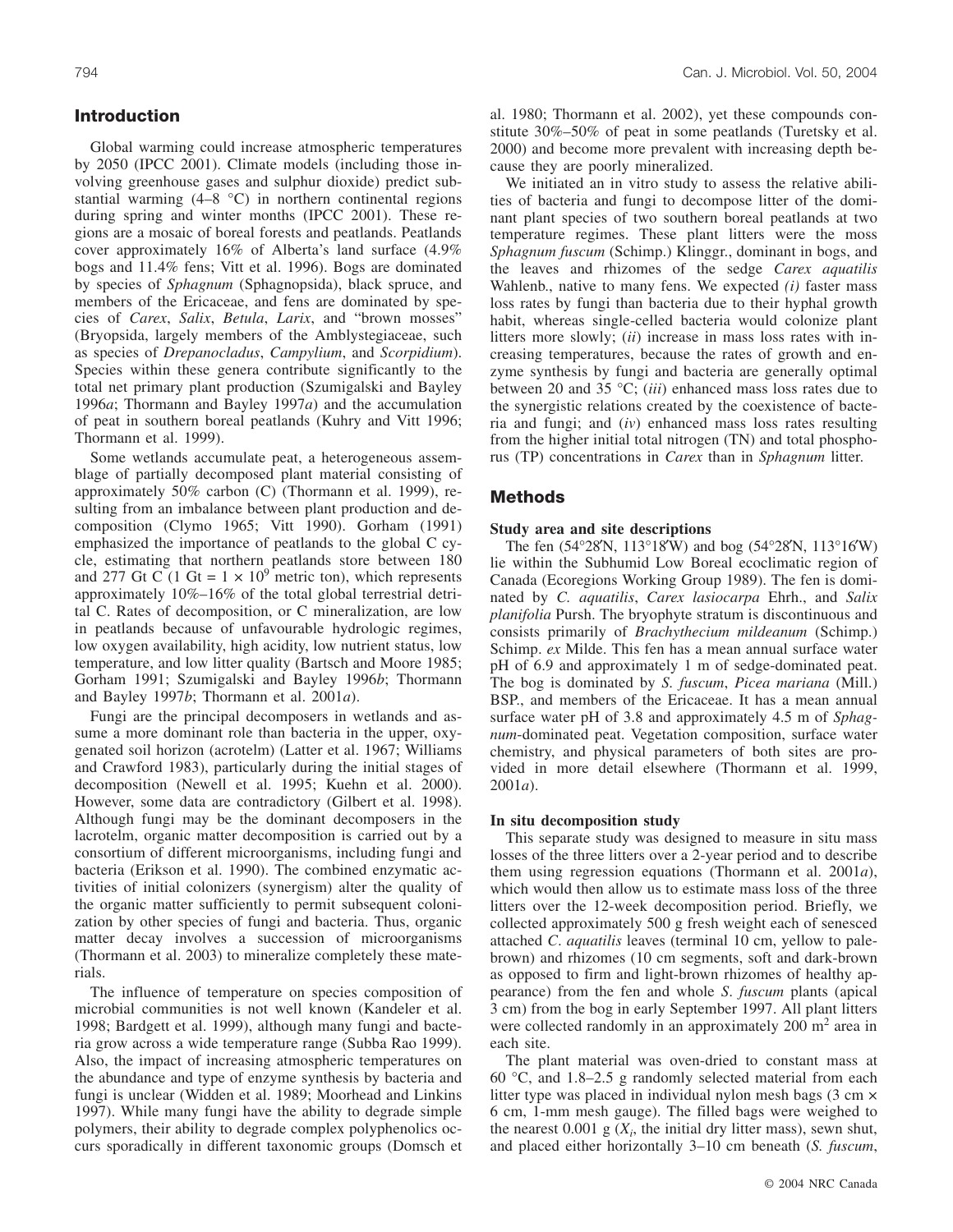## Introduction

Global warming could increase atmospheric temperatures by 2050 (IPCC 2001). Climate models (including those involving greenhouse gases and sulphur dioxide) predict substantial warming (4–8 °C) in northern continental regions during spring and winter months (IPCC 2001). These regions are a mosaic of boreal forests and peatlands. Peatlands cover approximately 16% of Alberta's land surface (4.9% bogs and 11.4% fens; Vitt et al. 1996). Bogs are dominated by species of *Sphagnum* (Sphagnopsida), black spruce, and members of the Ericaceae, and fens are dominated by species of *Carex*, *Salix*, *Betula*, *Larix*, and "brown mosses" (Bryopsida, largely members of the Amblystegiaceae, such as species of *Drepanocladus*, *Campylium*, and *Scorpidium*). Species within these genera contribute significantly to the total net primary plant production (Szumigalski and Bayley 1996*a*; Thormann and Bayley 1997*a*) and the accumulation of peat in southern boreal peatlands (Kuhry and Vitt 1996; Thormann et al. 1999).

Some wetlands accumulate peat, a heterogeneous assemblage of partially decomposed plant material consisting of approximately 50% carbon (C) (Thormann et al. 1999), resulting from an imbalance between plant production and decomposition (Clymo 1965; Vitt 1990). Gorham (1991) emphasized the importance of peatlands to the global C cycle, estimating that northern peatlands store between 180 and 277 Gt C (1 Gt = $1 \times 10^9$ metric ton), which represents approximately 10%–16% of the total global terrestrial detrital C. Rates of decomposition, or C mineralization, are low in peatlands because of unfavourable hydrologic regimes, low oxygen availability, high acidity, low nutrient status, low temperature, and low litter quality (Bartsch and Moore 1985; Gorham 1991; Szumigalski and Bayley 1996*b*; Thormann and Bayley 1997*b*; Thormann et al. 2001*a*).

Fungi are the principal decomposers in wetlands and assume a more dominant role than bacteria in the upper, oxygenated soil horizon (acrotelm) (Latter et al. 1967; Williams and Crawford 1983), particularly during the initial stages of decomposition (Newell et al. 1995; Kuehn et al. 2000). However, some data are contradictory (Gilbert et al. 1998). Although fungi may be the dominant decomposers in the lacrotelm, organic matter decomposition is carried out by a consortium of different microorganisms, including fungi and bacteria (Erikson et al. 1990). The combined enzymatic activities of initial colonizers (synergism) alter the quality of the organic matter sufficiently to permit subsequent colonization by other species of fungi and bacteria. Thus, organic matter decay involves a succession of microorganisms (Thormann et al. 2003) to mineralize completely these materials.

The influence of temperature on species composition of microbial communities is not well known (Kandeler et al. 1998; Bardgett et al. 1999), although many fungi and bacteria grow across a wide temperature range (Subba Rao 1999). Also, the impact of increasing atmospheric temperatures on the abundance and type of enzyme synthesis by bacteria and fungi is unclear (Widden et al. 1989; Moorhead and Linkins 1997). While many fungi have the ability to degrade simple polymers, their ability to degrade complex polyphenolics occurs sporadically in different taxonomic groups (Domsch et al. 1980; Thormann et al. 2002), yet these compounds constitute 30%–50% of peat in some peatlands (Turetsky et al. 2000) and become more prevalent with increasing depth because they are poorly mineralized.

We initiated an in vitro study to assess the relative abilities of bacteria and fungi to decompose litter of the dominant plant species of two southern boreal peatlands at two temperature regimes. These plant litters were the moss *Sphagnum fuscum* (Schimp.) Klinggr., dominant in bogs, and the leaves and rhizomes of the sedge *Carex aquatilis* Wahlenb., native to many fens. We expected *(i)* faster mass loss rates by fungi than bacteria due to their hyphal growth habit, whereas single-celled bacteria would colonize plant litters more slowly; (*ii*) increase in mass loss rates with increasing temperatures, because the rates of growth and enzyme synthesis by fungi and bacteria are generally optimal between 20 and 35 °C; (*iii*) enhanced mass loss rates due to the synergistic relations created by the coexistence of bacteria and fungi; and (*iv*) enhanced mass loss rates resulting from the higher initial total nitrogen (TN) and total phosphorus (TP) concentrations in *Carex* than in *Sphagnum* litter.

## Methods

### Study area and site descriptions

The fen (54°28′N, 113°18′W) and bog (54°28′N, 113°16′W) lie within the Subhumid Low Boreal ecoclimatic region of Canada (Ecoregions Working Group 1989). The fen is dominated by *C. aquatilis*, *Carex lasiocarpa* Ehrh., and *Salix planifolia* Pursh. The bryophyte stratum is discontinuous and consists primarily of *Brachythecium mildeanum* (Schimp.) Schimp. *ex* Milde. This fen has a mean annual surface water pH of 6.9 and approximately 1 m of sedge-dominated peat. The bog is dominated by *S. fuscum*, *Picea mariana* (Mill.) BSP., and members of the Ericaceae. It has a mean annual surface water pH of 3.8 and approximately 4.5 m of *Sphagnum*-dominated peat. Vegetation composition, surface water chemistry, and physical parameters of both sites are provided in more detail elsewhere (Thormann et al. 1999, 2001*a*).

### In situ decomposition study

This separate study was designed to measure in situ mass losses of the three litters over a 2-year period and to describe them using regression equations (Thormann et al. 2001*a*), which would then allow us to estimate mass loss of the three litters over the 12-week decomposition period. Briefly, we collected approximately 500 g fresh weight each of senesced attached *C. aquatilis* leaves (terminal 10 cm, yellow to pale-brown) and rhizomes (10 cm segments, soft and dark-brown as opposed to firm and light-brown rhizomes of healthy appearance) from the fen and whole *S. fuscum* plants (apical 3 cm) from the bog in early September 1997. All plant litters were collected randomly in an approximately 200 m² area in each site.

The plant material was oven-dried to constant mass at 60 °C, and 1.8–2.5 g randomly selected material from each litter type was placed in individual nylon mesh bags (3 cm × 6 cm, 1-mm mesh gauge). The filled bags were weighed to the nearest 0.001 g ($X_i$, the initial dry litter mass), sewn shut, and placed either horizontally 3–10 cm beneath (*S. fuscum*,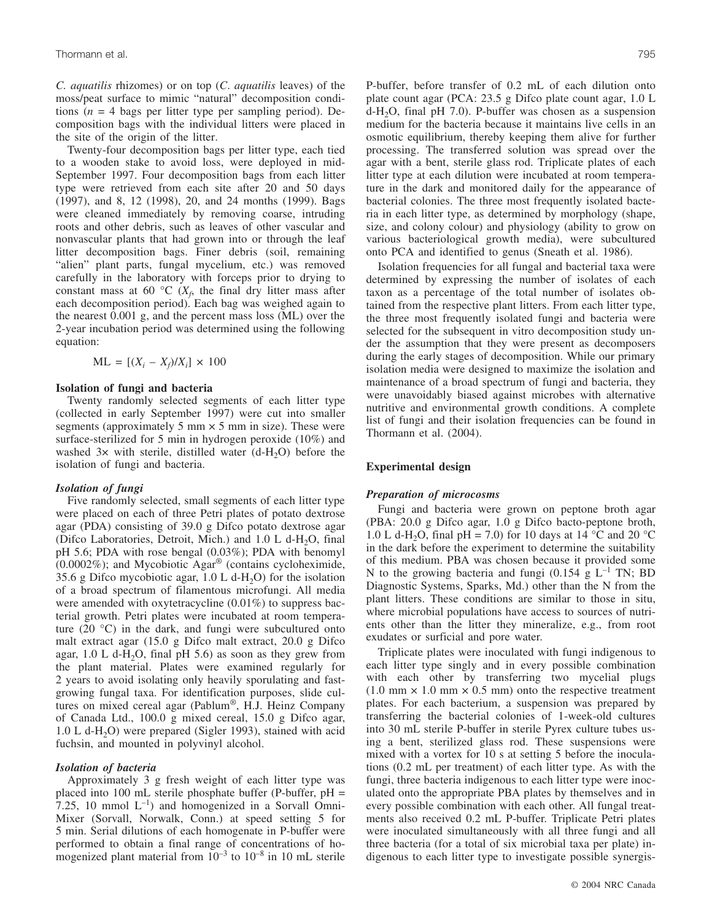*C. aquatilis* rhizomes) or on top (*C. aquatilis* leaves) of the moss/peat surface to mimic "natural" decomposition conditions ($n = 4$ bags per litter type per sampling period). Decomposition bags with the individual litters were placed in the site of the origin of the litter.

Twenty-four decomposition bags per litter type, each tied to a wooden stake to avoid loss, were deployed in mid-September 1997. Four decomposition bags from each litter type were retrieved from each site after 20 and 50 days (1997), and 8, 12 (1998), 20, and 24 months (1999). Bags were cleaned immediately by removing coarse, intruding roots and other debris, such as leaves of other vascular and nonvascular plants that had grown into or through the leaf litter decomposition bags. Finer debris (soil, remaining "alien" plant parts, fungal mycelium, etc.) was removed carefully in the laboratory with forceps prior to drying to constant mass at 60 °C ($X_f$, the final dry litter mass after each decomposition period). Each bag was weighed again to the nearest 0.001 g, and the percent mass loss (ML) over the 2-year incubation period was determined using the following equation:

$$\text{ML} = [(X_i - X_f)/X_i] \times 100$$

### Isolation of fungi and bacteria

Twenty randomly selected segments of each litter type (collected in early September 1997) were cut into smaller segments (approximately 5 mm × 5 mm in size). These were surface-sterilized for 5 min in hydrogen peroxide (10%) and washed 3× with sterile, distilled water (d-$H_2O$) before the isolation of fungi and bacteria.

#### *Isolation of fungi*

Five randomly selected, small segments of each litter type were placed on each of three Petri plates of potato dextrose agar (PDA) consisting of 39.0 g Difco potato dextrose agar (Difco Laboratories, Detroit, Mich.) and 1.0 L d-$H_2O$, final pH 5.6; PDA with rose bengal (0.03%); PDA with benomyl (0.0002%); and Mycobiotic Agar® (contains cycloheximide, 35.6 g Difco mycobiotic agar, 1.0 L d-$H_2O$) for the isolation of a broad spectrum of filamentous microfungi. All media were amended with oxytetracycline (0.01%) to suppress bacterial growth. Petri plates were incubated at room temperature (20 °C) in the dark, and fungi were subcultured onto malt extract agar (15.0 g Difco malt extract, 20.0 g Difco agar, 1.0 L d-$H_2O$, final pH 5.6) as soon as they grew from the plant material. Plates were examined regularly for 2 years to avoid isolating only heavily sporulating and fast-growing fungal taxa. For identification purposes, slide cultures on mixed cereal agar (Pablum®, H.J. Heinz Company of Canada Ltd., 100.0 g mixed cereal, 15.0 g Difco agar, 1.0 L d-$H_2O$) were prepared (Sigler 1993), stained with acid fuchsin, and mounted in polyvinyl alcohol.

#### *Isolation of bacteria*

Approximately 3 g fresh weight of each litter type was placed into 100 mL sterile phosphate buffer (P-buffer, pH = 7.25, 10 mmol $L^{-1}$) and homogenized in a Sorvall Omni-Mixer (Sorvall, Norwalk, Conn.) at speed setting 5 for 5 min. Serial dilutions of each homogenate in P-buffer were performed to obtain a final range of concentrations of homogenized plant material from $10^{-3}$ to $10^{-8}$ in 10 mL sterile P-buffer, before transfer of 0.2 mL of each dilution onto plate count agar (PCA: 23.5 g Difco plate count agar, 1.0 L d-$H_2O$, final pH 7.0). P-buffer was chosen as a suspension medium for the bacteria because it maintains live cells in an osmotic equilibrium, thereby keeping them alive for further processing. The transferred solution was spread over the agar with a bent, sterile glass rod. Triplicate plates of each litter type at each dilution were incubated at room temperature in the dark and monitored daily for the appearance of bacterial colonies. The three most frequently isolated bacteria in each litter type, as determined by morphology (shape, size, and colony colour) and physiology (ability to grow on various bacteriological growth media), were subcultured onto PCA and identified to genus (Sneath et al. 1986).

Isolation frequencies for all fungal and bacterial taxa were determined by expressing the number of isolates of each taxon as a percentage of the total number of isolates obtained from the respective plant litters. From each litter type, the three most frequently isolated fungi and bacteria were selected for the subsequent in vitro decomposition study under the assumption that they were present as decomposers during the early stages of decomposition. While our primary isolation media were designed to maximize the isolation and maintenance of a broad spectrum of fungi and bacteria, they were unavoidably biased against microbes with alternative nutritive and environmental growth conditions. A complete list of fungi and their isolation frequencies can be found in Thormann et al. (2004).

## Experimental design

#### *Preparation of microcosms*

Fungi and bacteria were grown on peptone broth agar (PBA: 20.0 g Difco agar, 1.0 g Difco bacto-peptone broth, 1.0 L d-$H_2O$, final pH = 7.0) for 10 days at 14 °C and 20 °C in the dark before the experiment to determine the suitability of this medium. PBA was chosen because it provided some N to the growing bacteria and fungi (0.154 g $L^{-1}$ TN; BD Diagnostic Systems, Sparks, Md.) other than the N from the plant litters. These conditions are similar to those in situ, where microbial populations have access to sources of nutrients other than the litter they mineralize, e.g., from root exudates or surficial and pore water.

Triplicate plates were inoculated with fungi indigenous to each litter type singly and in every possible combination with each other by transferring two mycelial plugs (1.0 mm × 1.0 mm × 0.5 mm) onto the respective treatment plates. For each bacterium, a suspension was prepared by transferring the bacterial colonies of 1-week-old cultures into 30 mL sterile P-buffer in sterile Pyrex culture tubes using a bent, sterilized glass rod. These suspensions were mixed with a vortex for 10 s at setting 5 before the inoculations (0.2 mL per treatment) of each litter type. As with the fungi, three bacteria indigenous to each litter type were inoculated onto the appropriate PBA plates by themselves and in every possible combination with each other. All fungal treatments also received 0.2 mL P-buffer. Triplicate Petri plates were inoculated simultaneously with all three fungi and all three bacteria (for a total of six microbial taxa per plate) indigenous to each litter type to investigate possible synergis-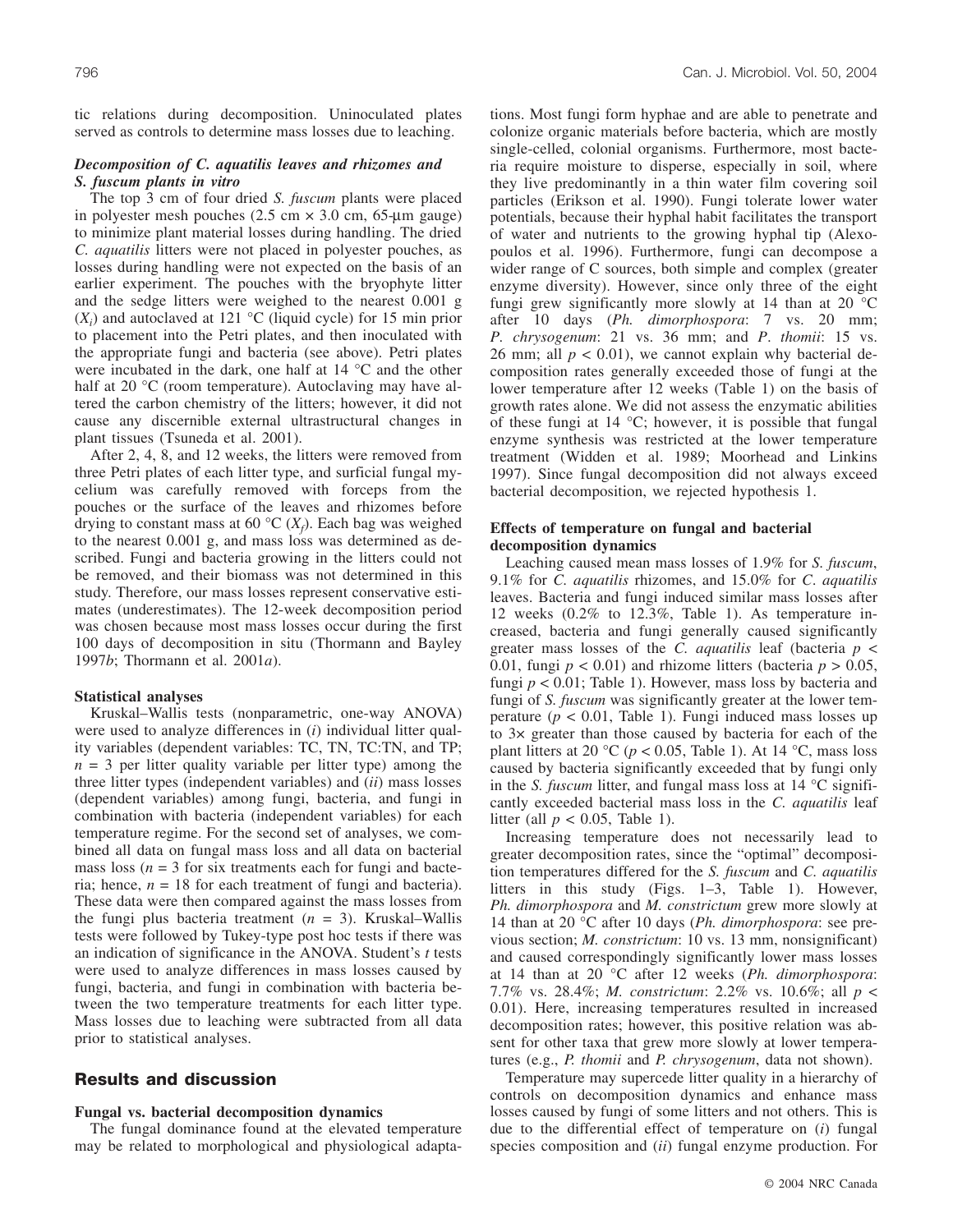tic relations during decomposition. Uninoculated plates served as controls to determine mass losses due to leaching.

### *Decomposition of C. aquatilis leaves and rhizomes and S. fuscum plants in vitro*

The top 3 cm of four dried *S. fuscum* plants were placed in polyester mesh pouches (2.5 cm × 3.0 cm, 65-μm gauge) to minimize plant material losses during handling. The dried *C. aquatilis* litters were not placed in polyester pouches, as losses during handling were not expected on the basis of an earlier experiment. The pouches with the bryophyte litter and the sedge litters were weighed to the nearest 0.001 g ($X_i$) and autoclaved at 121 °C (liquid cycle) for 15 min prior to placement into the Petri plates, and then inoculated with the appropriate fungi and bacteria (see above). Petri plates were incubated in the dark, one half at 14 °C and the other half at 20 °C (room temperature). Autoclaving may have altered the carbon chemistry of the litters; however, it did not cause any discernible external ultrastructural changes in plant tissues (Tsuneda et al. 2001).

After 2, 4, 8, and 12 weeks, the litters were removed from three Petri plates of each litter type, and surficial fungal mycelium was carefully removed with forceps from the pouches or the surface of the leaves and rhizomes before drying to constant mass at 60 °C ($X_f$). Each bag was weighed to the nearest 0.001 g, and mass loss was determined as described. Fungi and bacteria growing in the litters could not be removed, and their biomass was not determined in this study. Therefore, our mass losses represent conservative estimates (underestimates). The 12-week decomposition period was chosen because most mass losses occur during the first 100 days of decomposition in situ (Thormann and Bayley 1997*b*; Thormann et al. 2001*a*).

### Statistical analyses

Kruskal–Wallis tests (nonparametric, one-way ANOVA) were used to analyze differences in (*i*) individual litter quality variables (dependent variables: TC, TN, TC:TN, and TP; $n = 3$ per litter quality variable per litter type) among the three litter types (independent variables) and (*ii*) mass losses (dependent variables) among fungi, bacteria, and fungi in combination with bacteria (independent variables) for each temperature regime. For the second set of analyses, we combined all data on fungal mass loss and all data on bacterial mass loss ($n = 3$ for six treatments each for fungi and bacteria; hence, $n = 18$ for each treatment of fungi and bacteria). These data were then compared against the mass losses from the fungi plus bacteria treatment ($n = 3$). Kruskal–Wallis tests were followed by Tukey-type post hoc tests if there was an indication of significance in the ANOVA. Student's *t* tests were used to analyze differences in mass losses caused by fungi, bacteria, and fungi in combination with bacteria between the two temperature treatments for each litter type. Mass losses due to leaching were subtracted from all data prior to statistical analyses.

## Results and discussion

### Fungal vs. bacterial decomposition dynamics

The fungal dominance found at the elevated temperature may be related to morphological and physiological adaptations. Most fungi form hyphae and are able to penetrate and colonize organic materials before bacteria, which are mostly single-celled, colonial organisms. Furthermore, most bacteria require moisture to disperse, especially in soil, where they live predominantly in a thin water film covering soil particles (Erikson et al. 1990). Fungi tolerate lower water potentials, because their hyphal habit facilitates the transport of water and nutrients to the growing hyphal tip (Alexopoulos et al. 1996). Furthermore, fungi can decompose a wider range of C sources, both simple and complex (greater enzyme diversity). However, since only three of the eight fungi grew significantly more slowly at 14 than at 20 °C after 10 days (*Ph. dimorphospora*: 7 vs. 20 mm; *P. chrysogenum*: 21 vs. 36 mm; and *P. thomii*: 15 vs. 26 mm; all $p < 0.01$), we cannot explain why bacterial decomposition rates generally exceeded those of fungi at the lower temperature after 12 weeks (Table 1) on the basis of growth rates alone. We did not assess the enzymatic abilities of these fungi at 14 °C; however, it is possible that fungal enzyme synthesis was restricted at the lower temperature treatment (Widden et al. 1989; Moorhead and Linkins 1997). Since fungal decomposition did not always exceed bacterial decomposition, we rejected hypothesis 1.

### Effects of temperature on fungal and bacterial decomposition dynamics

Leaching caused mean mass losses of 1.9% for *S. fuscum*, 9.1% for *C. aquatilis* rhizomes, and 15.0% for *C. aquatilis* leaves. Bacteria and fungi induced similar mass losses after 12 weeks (0.2% to 12.3%, Table 1). As temperature increased, bacteria and fungi generally caused significantly greater mass losses of the *C. aquatilis* leaf (bacteria $p < 0.01$, fungi $p < 0.01$) and rhizome litters (bacteria $p > 0.05$, fungi $p < 0.01$; Table 1). However, mass loss by bacteria and fungi of *S. fuscum* was significantly greater at the lower temperature ($p < 0.01$, Table 1). Fungi induced mass losses up to 3× greater than those caused by bacteria for each of the plant litters at 20 °C ($p < 0.05$, Table 1). At 14 °C, mass loss caused by bacteria significantly exceeded that by fungi only in the *S. fuscum* litter, and fungal mass loss at 14 °C significantly exceeded bacterial mass loss in the *C. aquatilis* leaf litter (all $p < 0.05$, Table 1).

Increasing temperature does not necessarily lead to greater decomposition rates, since the "optimal" decomposition temperatures differed for the *S. fuscum* and *C. aquatilis* litters in this study (Figs. 1–3, Table 1). However, *Ph. dimorphospora* and *M. constrictum* grew more slowly at 14 than at 20 °C after 10 days (*Ph. dimorphospora*: see previous section; *M. constrictum*: 10 vs. 13 mm, nonsignificant) and caused correspondingly significantly lower mass losses at 14 than at 20 °C after 12 weeks (*Ph. dimorphospora*: 7.7% vs. 28.4%; *M. constrictum*: 2.2% vs. 10.6%; all $p < 0.01$). Here, increasing temperatures resulted in increased decomposition rates; however, this positive relation was absent for other taxa that grew more slowly at lower temperatures (e.g., *P. thomii* and *P. chrysogenum*, data not shown).

Temperature may supercede litter quality in a hierarchy of controls on decomposition dynamics and enhance mass losses caused by fungi of some litters and not others. This is due to the differential effect of temperature on (*i*) fungal species composition and (*ii*) fungal enzyme production. For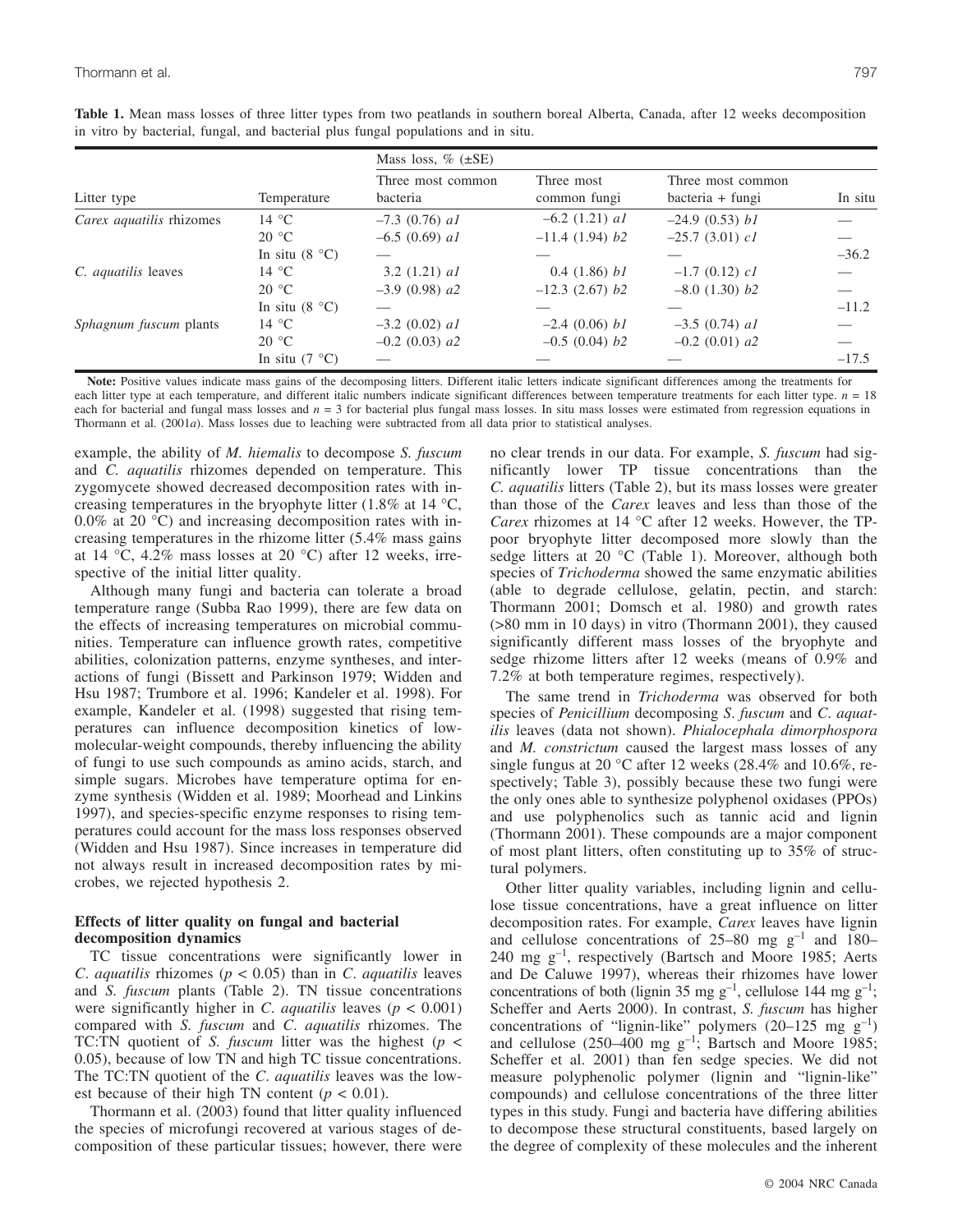**Table 1.** Mean mass losses of three litter types from two peatlands in southern boreal Alberta, Canada, after 12 weeks decomposition in vitro by bacterial, fungal, and bacterial plus fungal populations and in situ.

| Litter type | Temperature | Mass loss, % (±SE) | | | |
|---|---|---|---|---|---|
| | | Three most common bacteria | Three most common fungi | Three most common bacteria + fungi | In situ |
| *Carex aquatilis* rhizomes | 14 °C | –7.3 (0.76) *a1* | –6.2 (1.21) *a1* | –24.9 (0.53) *b1* | — |
| | 20 °C | –6.5 (0.69) *a1* | –11.4 (1.94) *b2* | –25.7 (3.01) *c1* | — |
| | In situ (8 °C) | — | — | — | –36.2 |
| *C. aquatilis* leaves | 14 °C | 3.2 (1.21) *a1* | 0.4 (1.86) *b1* | –1.7 (0.12) *c1* | — |
| | 20 °C | –3.9 (0.98) *a2* | –12.3 (2.67) *b2* | –8.0 (1.30) *b2* | — |
| | In situ (8 °C) | — | — | — | –11.2 |
| *Sphagnum fuscum* plants | 14 °C | –3.2 (0.02) *a1* | –2.4 (0.06) *b1* | –3.5 (0.74) *a1* | — |
| | 20 °C | –0.2 (0.03) *a2* | –0.5 (0.04) *b2* | –0.2 (0.01) *a2* | — |
| | In situ (7 °C) | — | — | — | –17.5 |

**Note:** Positive values indicate mass gains of the decomposing litters. Different italic letters indicate significant differences among the treatments for each litter type at each temperature, and different italic numbers indicate significant differences between temperature treatments for each litter type. $n = 18$ each for bacterial and fungal mass losses and $n = 3$ for bacterial plus fungal mass losses. In situ mass losses were estimated from regression equations in Thormann et al. (2001*a*). Mass losses due to leaching were subtracted from all data prior to statistical analyses.

example, the ability of *M. hiemalis* to decompose *S. fuscum* and *C. aquatilis* rhizomes depended on temperature. This zygomycete showed decreased decomposition rates with increasing temperatures in the bryophyte litter (1.8% at 14 °C, 0.0% at 20 °C) and increasing decomposition rates with increasing temperatures in the rhizome litter (5.4% mass gains at 14 °C, 4.2% mass losses at 20 °C) after 12 weeks, irrespective of the initial litter quality.

Although many fungi and bacteria can tolerate a broad temperature range (Subba Rao 1999), there are few data on the effects of increasing temperatures on microbial communities. Temperature can influence growth rates, competitive abilities, colonization patterns, enzyme syntheses, and interactions of fungi (Bissett and Parkinson 1979; Widden and Hsu 1987; Trumbore et al. 1996; Kandeler et al. 1998). For example, Kandeler et al. (1998) suggested that rising temperatures can influence decomposition kinetics of low-molecular-weight compounds, thereby influencing the ability of fungi to use such compounds as amino acids, starch, and simple sugars. Microbes have temperature optima for enzyme synthesis (Widden et al. 1989; Moorhead and Linkins 1997), and species-specific enzyme responses to rising temperatures could account for the mass loss responses observed (Widden and Hsu 1987). Since increases in temperature did not always result in increased decomposition rates by microbes, we rejected hypothesis 2.

### Effects of litter quality on fungal and bacterial decomposition dynamics

TC tissue concentrations were significantly lower in *C. aquatilis* rhizomes ($p < 0.05$) than in *C. aquatilis* leaves and *S. fuscum* plants (Table 2). TN tissue concentrations were significantly higher in *C. aquatilis* leaves ($p < 0.001$) compared with *S. fuscum* and *C. aquatilis* rhizomes. The TC:TN quotient of *S. fuscum* litter was the highest ($p < 0.05$), because of low TN and high TC tissue concentrations. The TC:TN quotient of the *C. aquatilis* leaves was the lowest because of their high TN content ($p < 0.01$).

Thormann et al. (2003) found that litter quality influenced the species of microfungi recovered at various stages of decomposition of these particular tissues; however, there were no clear trends in our data. For example, *S. fuscum* had significantly lower TP tissue concentrations than the *C. aquatilis* litters (Table 2), but its mass losses were greater than those of the *Carex* leaves and less than those of the *Carex* rhizomes at 14 °C after 12 weeks. However, the TP-poor bryophyte litter decomposed more slowly than the sedge litters at 20 °C (Table 1). Moreover, although both species of *Trichoderma* showed the same enzymatic abilities (able to degrade cellulose, gelatin, pectin, and starch: Thormann 2001; Domsch et al. 1980) and growth rates (>80 mm in 10 days) in vitro (Thormann 2001), they caused significantly different mass losses of the bryophyte and sedge rhizome litters after 12 weeks (means of 0.9% and 7.2% at both temperature regimes, respectively).

The same trend in *Trichoderma* was observed for both species of *Penicillium* decomposing *S. fuscum* and *C. aquatilis* leaves (data not shown). *Phialocephala dimorphospora* and *M. constrictum* caused the largest mass losses of any single fungus at 20 °C after 12 weeks (28.4% and 10.6%, respectively; Table 3), possibly because these two fungi were the only ones able to synthesize polyphenol oxidases (PPOs) and use polyphenolics such as tannic acid and lignin (Thormann 2001). These compounds are a major component of most plant litters, often constituting up to 35% of structural polymers.

Other litter quality variables, including lignin and cellulose tissue concentrations, have a great influence on litter decomposition rates. For example, *Carex* leaves have lignin and cellulose concentrations of 25–80 mg g$^{-1}$ and 180–240 mg g$^{-1}$, respectively (Bartsch and Moore 1985; Aerts and De Caluwe 1997), whereas their rhizomes have lower concentrations of both (lignin 35 mg g$^{-1}$, cellulose 144 mg g$^{-1}$; Scheffer and Aerts 2000). In contrast, *S. fuscum* has higher concentrations of "lignin-like" polymers (20–125 mg g$^{-1}$) and cellulose (250–400 mg g$^{-1}$; Bartsch and Moore 1985; Scheffer et al. 2001) than fen sedge species. We did not measure polyphenolic polymer (lignin and "lignin-like" compounds) and cellulose concentrations of the three litter types in this study. Fungi and bacteria have differing abilities to decompose these structural constituents, based largely on the degree of complexity of these molecules and the inherent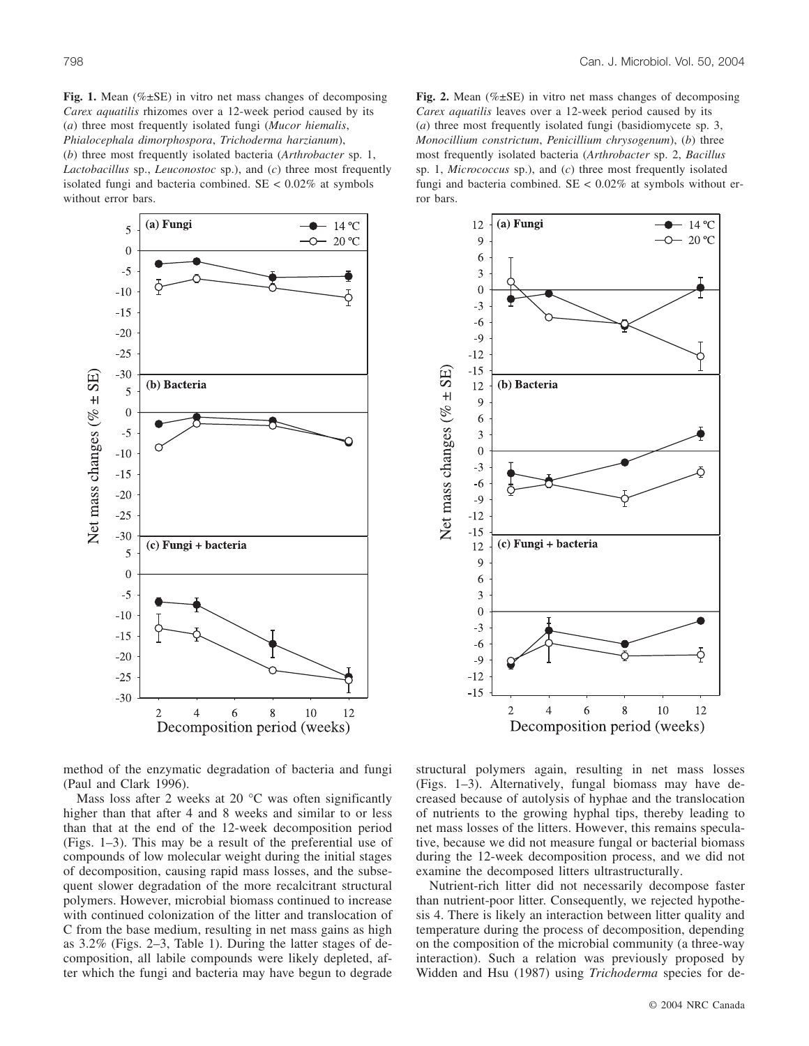**Fig. 1.** Mean (%±SE) in vitro net mass changes of decomposing *Carex aquatilis* rhizomes over a 12-week period caused by its (*a*) three most frequently isolated fungi (*Mucor hiemalis*, *Phialocephala dimorphospora*, *Trichoderma harzianum*), (*b*) three most frequently isolated bacteria (*Arthrobacter* sp. 1, *Lactobacillus* sp., *Leuconostoc* sp.), and (*c*) three most frequently isolated fungi and bacteria combined. SE < 0.02% at symbols without error bars.

**Fig. 2.** Mean (%±SE) in vitro net mass changes of decomposing *Carex aquatilis* leaves over a 12-week period caused by its (*a*) three most frequently isolated fungi (basidiomycete sp. 3, *Monocillium constrictum*, *Penicillium chrysogenum*), (*b*) three most frequently isolated bacteria (*Arthrobacter* sp. 2, *Bacillus* sp. 1, *Micrococcus* sp.), and (*c*) three most frequently isolated fungi and bacteria combined. SE < 0.02% at symbols without error bars.

method of the enzymatic degradation of bacteria and fungi (Paul and Clark 1996).

Mass loss after 2 weeks at 20 °C was often significantly higher than that after 4 and 8 weeks and similar to or less than that at the end of the 12-week decomposition period (Figs. 1–3). This may be a result of the preferential use of compounds of low molecular weight during the initial stages of decomposition, causing rapid mass losses, and the subsequent slower degradation of the more recalcitrant structural polymers. However, microbial biomass continued to increase with continued colonization of the litter and translocation of C from the base medium, resulting in net mass gains as high as 3.2% (Figs. 2–3, Table 1). During the latter stages of decomposition, all labile compounds were likely depleted, after which the fungi and bacteria may have begun to degrade structural polymers again, resulting in net mass losses (Figs. 1–3). Alternatively, fungal biomass may have decreased because of autolysis of hyphae and the translocation of nutrients to the growing hyphal tips, thereby leading to net mass losses of the litters. However, this remains speculative, because we did not measure fungal or bacterial biomass during the 12-week decomposition process, and we did not examine the decomposed litters ultrastructurally.

Nutrient-rich litter did not necessarily decompose faster than nutrient-poor litter. Consequently, we rejected hypothesis 4. There is likely an interaction between litter quality and temperature during the process of decomposition, depending on the composition of the microbial community (a three-way interaction). Such a relation was previously proposed by Widden and Hsu (1987) using *Trichoderma* species for de-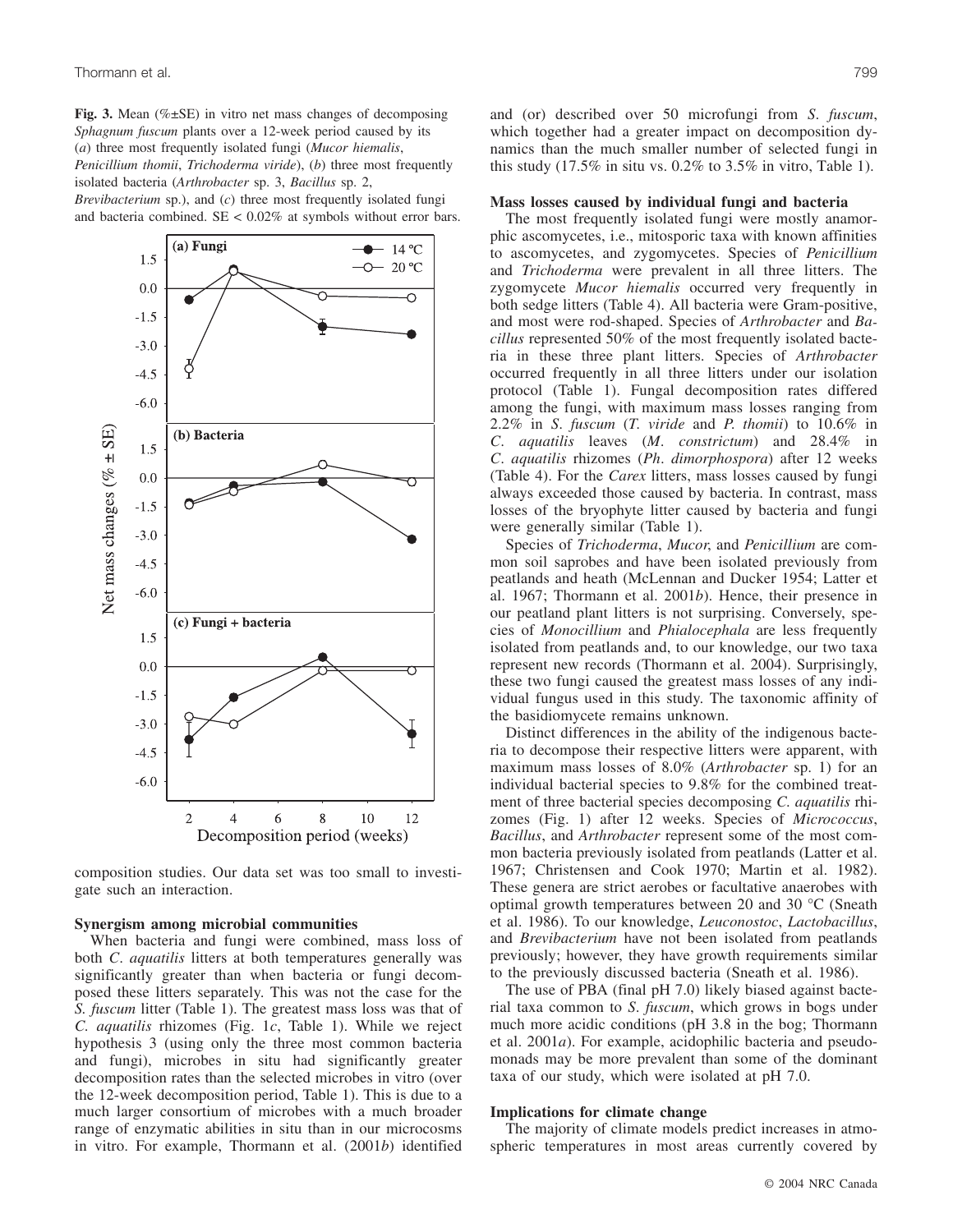**Fig. 3.** Mean (%±SE) in vitro net mass changes of decomposing *Sphagnum fuscum* plants over a 12-week period caused by its (*a*) three most frequently isolated fungi (*Mucor hiemalis*, *Penicillium thomii*, *Trichoderma viride*), (*b*) three most frequently isolated bacteria (*Arthrobacter* sp. 3, *Bacillus* sp. 2, *Brevibacterium* sp.), and (*c*) three most frequently isolated fungi and bacteria combined. SE < 0.02% at symbols without error bars.

composition studies. Our data set was too small to investigate such an interaction.

### Synergism among microbial communities

When bacteria and fungi were combined, mass loss of both *C*. *aquatilis* litters at both temperatures generally was significantly greater than when bacteria or fungi decomposed these litters separately. This was not the case for the *S. fuscum* litter (Table 1). The greatest mass loss was that of *C. aquatilis* rhizomes (Fig. 1*c*, Table 1). While we reject hypothesis 3 (using only the three most common bacteria and fungi), microbes in situ had significantly greater decomposition rates than the selected microbes in vitro (over the 12-week decomposition period, Table 1). This is due to a much larger consortium of microbes with a much broader range of enzymatic abilities in situ than in our microcosms in vitro. For example, Thormann et al. (2001*b*) identified and (or) described over 50 microfungi from *S*. *fuscum*, which together had a greater impact on decomposition dynamics than the much smaller number of selected fungi in this study (17.5% in situ vs. 0.2% to 3.5% in vitro, Table 1).

### Mass losses caused by individual fungi and bacteria

The most frequently isolated fungi were mostly anamorphic ascomycetes, i.e., mitosporic taxa with known affinities to ascomycetes, and zygomycetes. Species of *Penicillium* and *Trichoderma* were prevalent in all three litters. The zygomycete *Mucor hiemalis* occurred very frequently in both sedge litters (Table 4). All bacteria were Gram-positive, and most were rod-shaped. Species of *Arthrobacter* and *Bacillus* represented 50% of the most frequently isolated bacteria in these three plant litters. Species of *Arthrobacter* occurred frequently in all three litters under our isolation protocol (Table 1). Fungal decomposition rates differed among the fungi, with maximum mass losses ranging from 2.2% in *S*. *fuscum* (*T*. *viride* and *P. thomii*) to 10.6% in *C*. *aquatilis* leaves (*M*. *constrictum*) and 28.4% in *C*. *aquatilis* rhizomes (*Ph*. *dimorphospora*) after 12 weeks (Table 4). For the *Carex* litters, mass losses caused by fungi always exceeded those caused by bacteria. In contrast, mass losses of the bryophyte litter caused by bacteria and fungi were generally similar (Table 1).

Species of *Trichoderma*, *Mucor*, and *Penicillium* are common soil saprobes and have been isolated previously from peatlands and heath (McLennan and Ducker 1954; Latter et al. 1967; Thormann et al. 2001*b*). Hence, their presence in our peatland plant litters is not surprising. Conversely, species of *Monocillium* and *Phialocephala* are less frequently isolated from peatlands and, to our knowledge, our two taxa represent new records (Thormann et al. 2004). Surprisingly, these two fungi caused the greatest mass losses of any individual fungus used in this study. The taxonomic affinity of the basidiomycete remains unknown.

Distinct differences in the ability of the indigenous bacteria to decompose their respective litters were apparent, with maximum mass losses of 8.0% (*Arthrobacter* sp. 1) for an individual bacterial species to 9.8% for the combined treatment of three bacterial species decomposing *C. aquatilis* rhizomes (Fig. 1) after 12 weeks. Species of *Micrococcus*, *Bacillus*, and *Arthrobacter* represent some of the most common bacteria previously isolated from peatlands (Latter et al. 1967; Christensen and Cook 1970; Martin et al. 1982). These genera are strict aerobes or facultative anaerobes with optimal growth temperatures between 20 and 30 °C (Sneath et al. 1986). To our knowledge, *Leuconostoc*, *Lactobacillus*, and *Brevibacterium* have not been isolated from peatlands previously; however, they have growth requirements similar to the previously discussed bacteria (Sneath et al. 1986).

The use of PBA (final pH 7.0) likely biased against bacterial taxa common to *S. fuscum*, which grows in bogs under much more acidic conditions (pH 3.8 in the bog; Thormann et al. 2001*a*). For example, acidophilic bacteria and pseudomonads may be more prevalent than some of the dominant taxa of our study, which were isolated at pH 7.0.

### Implications for climate change

The majority of climate models predict increases in atmospheric temperatures in most areas currently covered by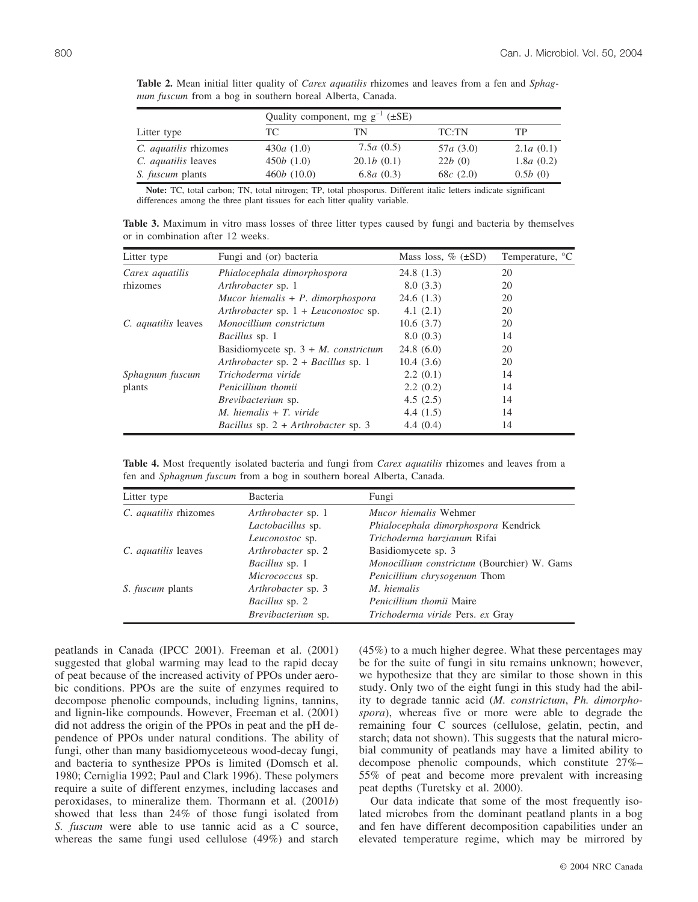**Table 2.** Mean initial litter quality of *Carex aquatilis* rhizomes and leaves from a fen and *Sphagnum fuscum* from a bog in southern boreal Alberta, Canada.

| | Quality component, mg $g^{-1}$ (±SE) | | | |
|---|---|---|---|---|
| Litter type | TC | TN | TC:TN | TP |
| *C. aquatilis* rhizomes | 430*a* (1.0) | 7.5*a* (0.5) | 57*a* (3.0) | 2.1*a* (0.1) |
| *C. aquatilis* leaves | 450*b* (1.0) | 20.1*b* (0.1) | 22*b* (0) | 1.8*a* (0.2) |
| *S. fuscum* plants | 460*b* (10.0) | 6.8*a* (0.3) | 68*c* (2.0) | 0.5*b* (0) |

**Note:** TC, total carbon; TN, total nitrogen; TP, total phosporus. Different italic letters indicate significant differences among the three plant tissues for each litter quality variable.

**Table 3.** Maximum in vitro mass losses of three litter types caused by fungi and bacteria by themselves or in combination after 12 weeks.

| Litter type | Fungi and (or) bacteria | Mass loss, % (±SD) | Temperature, °C |
|---|---|---|---|
| *Carex aquatilis* rhizomes | *Phialocephala dimorphospora* | 24.8 (1.3) | 20 |
| | *Arthrobacter* sp. 1 | 8.0 (3.3) | 20 |
| | *Mucor hiemalis* + *P. dimorphospora* | 24.6 (1.3) | 20 |
| | *Arthrobacter* sp. 1 + *Leuconostoc* sp. | 4.1 (2.1) | 20 |
| *C. aquatilis* leaves | *Monocillium constrictum* | 10.6 (3.7) | 20 |
| | *Bacillus* sp. 1 | 8.0 (0.3) | 14 |
| | Basidiomycete sp. 3 + *M. constrictum* | 24.8 (6.0) | 20 |
| | *Arthrobacter* sp. 2 + *Bacillus* sp. 1 | 10.4 (3.6) | 20 |
| *Sphagnum fuscum* plants | *Trichoderma viride* | 2.2 (0.1) | 14 |
| | *Penicillium thomii* | 2.2 (0.2) | 14 |
| | *Brevibacterium* sp. | 4.5 (2.5) | 14 |
| | *M. hiemalis* + *T. viride* | 4.4 (1.5) | 14 |
| | *Bacillus* sp. 2 + *Arthrobacter* sp. 3 | 4.4 (0.4) | 14 |

**Table 4.** Most frequently isolated bacteria and fungi from *Carex aquatilis* rhizomes and leaves from a fen and *Sphagnum fuscum* from a bog in southern boreal Alberta, Canada.

| Litter type | Bacteria | Fungi |
|---|---|---|
| *C. aquatilis* rhizomes | *Arthrobacter* sp. 1 | *Mucor hiemalis* Wehmer |
| | *Lactobacillus* sp. | *Phialocephala dimorphospora* Kendrick |
| | *Leuconostoc* sp. | *Trichoderma harzianum* Rifai |
| *C. aquatilis* leaves | *Arthrobacter* sp. 2 | Basidiomycete sp. 3 |
| | *Bacillus* sp. 1 | *Monocillium constrictum* (Bourchier) W. Gams |
| | *Micrococcus* sp. | *Penicillium chrysogenum* Thom |
| *S. fuscum* plants | *Arthrobacter* sp. 3 | *M. hiemalis* |
| | *Bacillus* sp. 2 | *Penicillium thomii* Maire |
| | *Brevibacterium* sp. | *Trichoderma viride* Pers. *ex* Gray |

peatlands in Canada (IPCC 2001). Freeman et al. (2001) suggested that global warming may lead to the rapid decay of peat because of the increased activity of PPOs under aerobic conditions. PPOs are the suite of enzymes required to decompose phenolic compounds, including lignins, tannins, and lignin-like compounds. However, Freeman et al. (2001) did not address the origin of the PPOs in peat and the pH dependence of PPOs under natural conditions. The ability of fungi, other than many basidiomyceteous wood-decay fungi, and bacteria to synthesize PPOs is limited (Domsch et al. 1980; Cerniglia 1992; Paul and Clark 1996). These polymers require a suite of different enzymes, including laccases and peroxidases, to mineralize them. Thormann et al. (2001*b*) showed that less than 24% of those fungi isolated from *S. fuscum* were able to use tannic acid as a C source, whereas the same fungi used cellulose (49%) and starch (45%) to a much higher degree. What these percentages may be for the suite of fungi in situ remains unknown; however, we hypothesize that they are similar to those shown in this study. Only two of the eight fungi in this study had the ability to degrade tannic acid (*M. constrictum*, *Ph. dimorphospora*), whereas five or more were able to degrade the remaining four C sources (cellulose, gelatin, pectin, and starch; data not shown). This suggests that the natural microbial community of peatlands may have a limited ability to decompose phenolic compounds, which constitute 27%–55% of peat and become more prevalent with increasing peat depths (Turetsky et al. 2000).

Our data indicate that some of the most frequently isolated microbes from the dominant peatland plants in a bog and fen have different decomposition capabilities under an elevated temperature regime, which may be mirrored by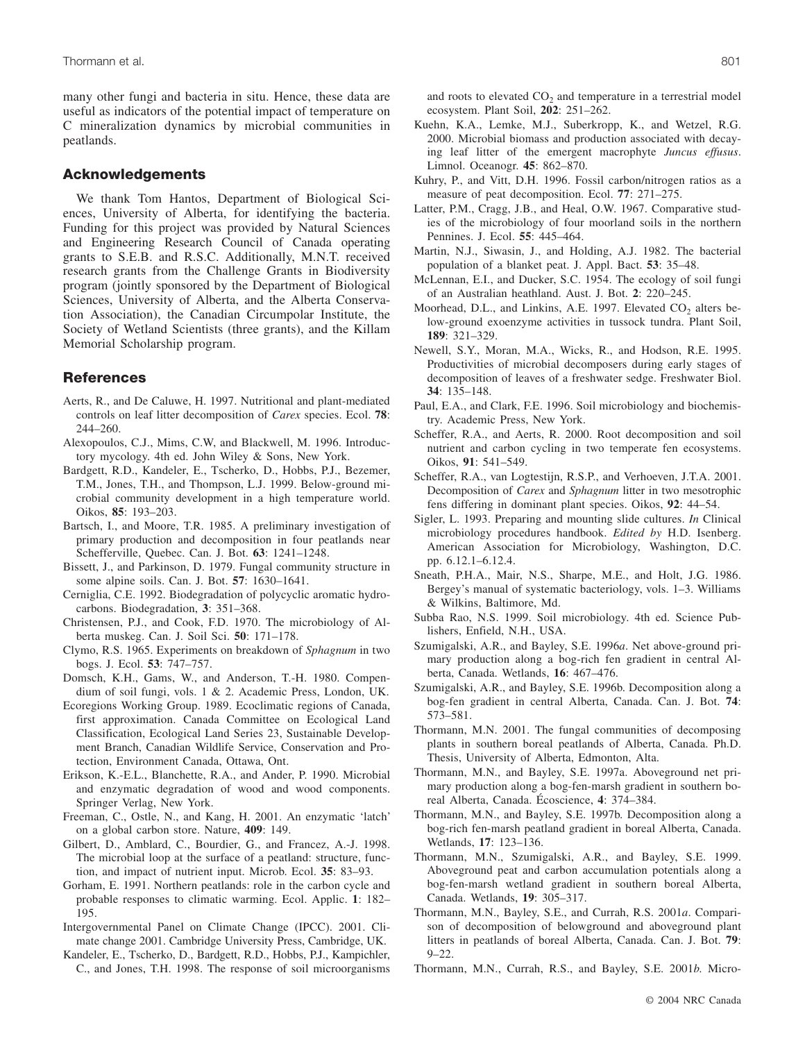many other fungi and bacteria in situ. Hence, these data are useful as indicators of the potential impact of temperature on C mineralization dynamics by microbial communities in peatlands.

## Acknowledgements

We thank Tom Hantos, Department of Biological Sciences, University of Alberta, for identifying the bacteria. Funding for this project was provided by Natural Sciences and Engineering Research Council of Canada operating grants to S.E.B. and R.S.C. Additionally, M.N.T. received research grants from the Challenge Grants in Biodiversity program (jointly sponsored by the Department of Biological Sciences, University of Alberta, and the Alberta Conservation Association), the Canadian Circumpolar Institute, the Society of Wetland Scientists (three grants), and the Killam Memorial Scholarship program.

## References

Aerts, R., and De Caluwe, H. 1997. Nutritional and plant-mediated controls on leaf litter decomposition of *Carex* species. Ecol. **78**: 244–260.

Alexopoulos, C.J., Mims, C.W, and Blackwell, M. 1996. Introductory mycology. 4th ed. John Wiley & Sons, New York.

Bardgett, R.D., Kandeler, E., Tscherko, D., Hobbs, P.J., Bezemer, T.M., Jones, T.H., and Thompson, L.J. 1999. Below-ground microbial community development in a high temperature world. Oikos, **85**: 193–203.

Bartsch, I., and Moore, T.R. 1985. A preliminary investigation of primary production and decomposition in four peatlands near Schefferville, Quebec. Can. J. Bot. **63**: 1241–1248.

Bissett, J., and Parkinson, D. 1979. Fungal community structure in some alpine soils. Can. J. Bot. **57**: 1630–1641.

Cerniglia, C.E. 1992. Biodegradation of polycyclic aromatic hydrocarbons. Biodegradation, **3**: 351–368.

Christensen, P.J., and Cook, F.D. 1970. The microbiology of Alberta muskeg. Can. J. Soil Sci. **50**: 171–178.

Clymo, R.S. 1965. Experiments on breakdown of *Sphagnum* in two bogs. J. Ecol. **53**: 747–757.

Domsch, K.H., Gams, W., and Anderson, T.-H. 1980. Compendium of soil fungi, vols. 1 & 2. Academic Press, London, UK.

Ecoregions Working Group. 1989. Ecoclimatic regions of Canada, first approximation. Canada Committee on Ecological Land Classification, Ecological Land Series 23, Sustainable Development Branch, Canadian Wildlife Service, Conservation and Protection, Environment Canada, Ottawa, Ont.

Erikson, K.-E.L., Blanchette, R.A., and Ander, P. 1990. Microbial and enzymatic degradation of wood and wood components. Springer Verlag, New York.

Freeman, C., Ostle, N., and Kang, H. 2001. An enzymatic 'latch' on a global carbon store. Nature, **409**: 149.

Gilbert, D., Amblard, C., Bourdier, G., and Francez, A.-J. 1998. The microbial loop at the surface of a peatland: structure, function, and impact of nutrient input. Microb. Ecol. **35**: 83–93.

Gorham, E. 1991. Northern peatlands: role in the carbon cycle and probable responses to climatic warming. Ecol. Applic. **1**: 182–195.

Intergovernmental Panel on Climate Change (IPCC). 2001. Climate change 2001. Cambridge University Press, Cambridge, UK.

Kandeler, E., Tscherko, D., Bardgett, R.D., Hobbs, P.J., Kampichler, C., and Jones, T.H. 1998. The response of soil microorganisms and roots to elevated $CO_2$ and temperature in a terrestrial model ecosystem. Plant Soil, **202**: 251–262.

Kuehn, K.A., Lemke, M.J., Suberkropp, K., and Wetzel, R.G. 2000. Microbial biomass and production associated with decaying leaf litter of the emergent macrophyte *Juncus effusus*. Limnol. Oceanogr. **45**: 862–870.

Kuhry, P., and Vitt, D.H. 1996. Fossil carbon/nitrogen ratios as a measure of peat decomposition. Ecol. **77**: 271–275.

Latter, P.M., Cragg, J.B., and Heal, O.W. 1967. Comparative studies of the microbiology of four moorland soils in the northern Pennines. J. Ecol. **55**: 445–464.

Martin, N.J., Siwasin, J., and Holding, A.J. 1982. The bacterial population of a blanket peat. J. Appl. Bact. **53**: 35–48.

McLennan, E.I., and Ducker, S.C. 1954. The ecology of soil fungi of an Australian heathland. Aust. J. Bot. **2**: 220–245.

Moorhead, D.L., and Linkins, A.E. 1997. Elevated $CO_2$ alters below-ground exoenzyme activities in tussock tundra. Plant Soil, **189**: 321–329.

Newell, S.Y., Moran, M.A., Wicks, R., and Hodson, R.E. 1995. Productivities of microbial decomposers during early stages of decomposition of leaves of a freshwater sedge. Freshwater Biol. **34**: 135–148.

Paul, E.A., and Clark, F.E. 1996. Soil microbiology and biochemistry. Academic Press, New York.

Scheffer, R.A., and Aerts, R. 2000. Root decomposition and soil nutrient and carbon cycling in two temperate fen ecosystems. Oikos, **91**: 541–549.

Scheffer, R.A., van Logtestijn, R.S.P., and Verhoeven, J.T.A. 2001. Decomposition of *Carex* and *Sphagnum* litter in two mesotrophic fens differing in dominant plant species. Oikos, **92**: 44–54.

Sigler, L. 1993. Preparing and mounting slide cultures. *In* Clinical microbiology procedures handbook. *Edited by* H.D. Isenberg. American Association for Microbiology, Washington, D.C. pp. 6.12.1–6.12.4.

Sneath, P.H.A., Mair, N.S., Sharpe, M.E., and Holt, J.G. 1986. Bergey's manual of systematic bacteriology, vols. 1–3. Williams & Wilkins, Baltimore, Md.

Subba Rao, N.S. 1999. Soil microbiology. 4th ed. Science Publishers, Enfield, N.H., USA.

Szumigalski, A.R., and Bayley, S.E. 1996*a*. Net above-ground primary production along a bog-rich fen gradient in central Alberta, Canada. Wetlands, **16**: 467–476.

Szumigalski, A.R., and Bayley, S.E. 1996*b*. Decomposition along a bog-fen gradient in central Alberta, Canada. Can. J. Bot. **74**: 573–581.

Thormann, M.N. 2001. The fungal communities of decomposing plants in southern boreal peatlands of Alberta, Canada. Ph.D. Thesis, University of Alberta, Edmonton, Alta.

Thormann, M.N., and Bayley, S.E. 1997a. Aboveground net primary production along a bog-fen-marsh gradient in southern boreal Alberta, Canada. Écoscience, **4**: 374–384.

Thormann, M.N., and Bayley, S.E. 1997*b*. Decomposition along a bog-rich fen-marsh peatland gradient in boreal Alberta, Canada. Wetlands, **17**: 123–136.

Thormann, M.N., Szumigalski, A.R., and Bayley, S.E. 1999. Aboveground peat and carbon accumulation potentials along a bog-fen-marsh wetland gradient in southern boreal Alberta, Canada. Wetlands, **19**: 305–317.

Thormann, M.N., Bayley, S.E., and Currah, R.S. 2001*a*. Comparison of decomposition of belowground and aboveground plant litters in peatlands of boreal Alberta, Canada. Can. J. Bot. **79**: 9–22.

Thormann, M.N., Currah, R.S., and Bayley, S.E. 2001*b*. Micro-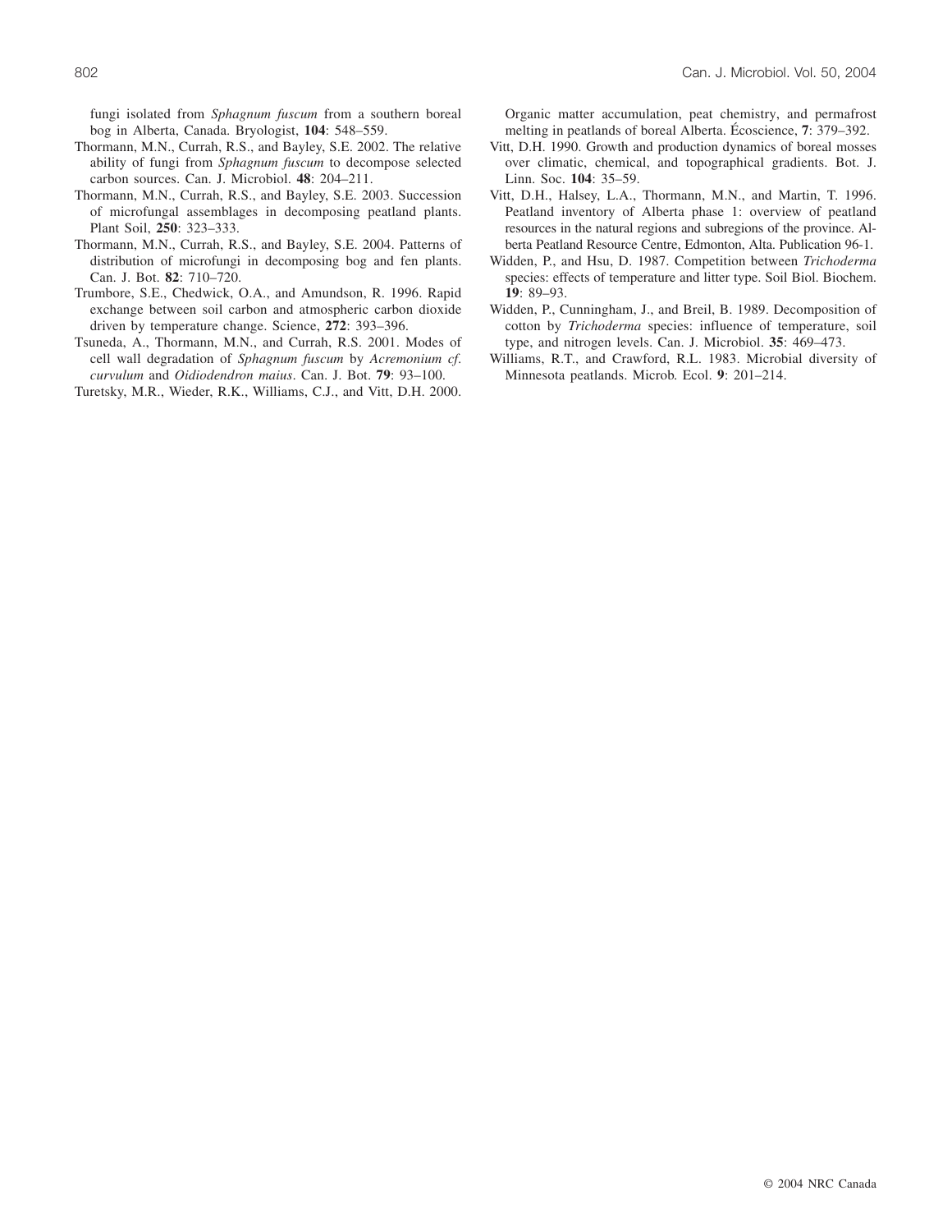fungi isolated from *Sphagnum fuscum* from a southern boreal bog in Alberta, Canada. Bryologist, **104**: 548–559.

Thormann, M.N., Currah, R.S., and Bayley, S.E. 2002. The relative ability of fungi from *Sphagnum fuscum* to decompose selected carbon sources. Can. J. Microbiol. **48**: 204–211.

Thormann, M.N., Currah, R.S., and Bayley, S.E. 2003. Succession of microfungal assemblages in decomposing peatland plants. Plant Soil, **250**: 323–333.

Thormann, M.N., Currah, R.S., and Bayley, S.E. 2004. Patterns of distribution of microfungi in decomposing bog and fen plants. Can. J. Bot. **82**: 710–720.

Trumbore, S.E., Chedwick, O.A., and Amundson, R. 1996. Rapid exchange between soil carbon and atmospheric carbon dioxide driven by temperature change. Science, **272**: 393–396.

Tsuneda, A., Thormann, M.N., and Currah, R.S. 2001. Modes of cell wall degradation of *Sphagnum fuscum* by *Acremonium cf. curvulum* and *Oidiodendron maius*. Can. J. Bot. **79**: 93–100.

Turetsky, M.R., Wieder, R.K., Williams, C.J., and Vitt, D.H. 2000. Organic matter accumulation, peat chemistry, and permafrost melting in peatlands of boreal Alberta. Écoscience, **7**: 379–392.

Vitt, D.H. 1990. Growth and production dynamics of boreal mosses over climatic, chemical, and topographical gradients. Bot. J. Linn. Soc. **104**: 35–59.

Vitt, D.H., Halsey, L.A., Thormann, M.N., and Martin, T. 1996. Peatland inventory of Alberta phase 1: overview of peatland resources in the natural regions and subregions of the province. Alberta Peatland Resource Centre, Edmonton, Alta. Publication 96-1.

Widden, P., and Hsu, D. 1987. Competition between *Trichoderma* species: effects of temperature and litter type. Soil Biol. Biochem. **19**: 89–93.

Widden, P., Cunningham, J., and Breil, B. 1989. Decomposition of cotton by *Trichoderma* species: influence of temperature, soil type, and nitrogen levels. Can. J. Microbiol. **35**: 469–473.

Williams, R.T., and Crawford, R.L. 1983. Microbial diversity of Minnesota peatlands. Microb. Ecol. **9**: 201–214.